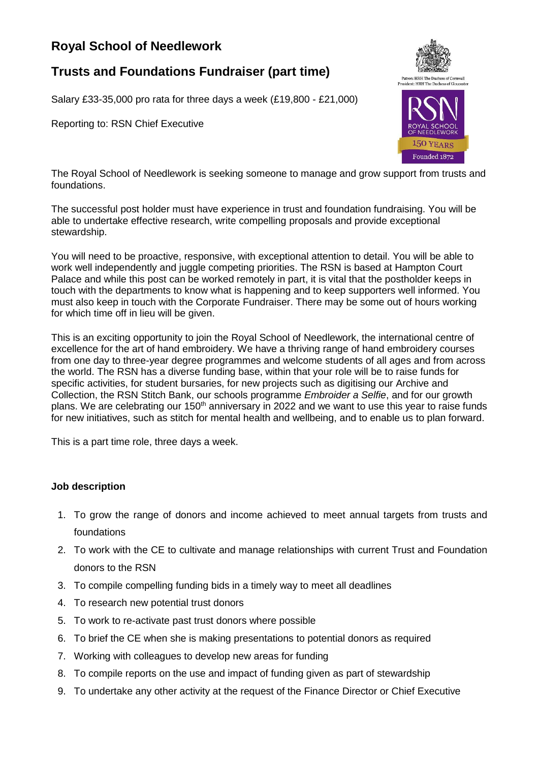# Royal School of Needlework

## Trusts and Foundations Fundraiser (part time)

Salary £33-35,000 pro rata for three days a week (£19,800 - £21,000)

Reporting to: RSN Chief Executive

Patron: HRH The Duchess of Cornwall
President: HRH The Duchess of Gloucester

RSN
ROYAL SCHOOL OF NEEDLEWORK
150 YEARS
Founded 1872

The Royal School of Needlework is seeking someone to manage and grow support from trusts and foundations.

The successful post holder must have experience in trust and foundation fundraising. You will be able to undertake effective research, write compelling proposals and provide exceptional stewardship.

You will need to be proactive, responsive, with exceptional attention to detail. You will be able to work well independently and juggle competing priorities. The RSN is based at Hampton Court Palace and while this post can be worked remotely in part, it is vital that the postholder keeps in touch with the departments to know what is happening and to keep supporters well informed. You must also keep in touch with the Corporate Fundraiser. There may be some out of hours working for which time off in lieu will be given.

This is an exciting opportunity to join the Royal School of Needlework, the international centre of excellence for the art of hand embroidery. We have a thriving range of hand embroidery courses from one day to three-year degree programmes and welcome students of all ages and from across the world. The RSN has a diverse funding base, within that your role will be to raise funds for specific activities, for student bursaries, for new projects such as digitising our Archive and Collection, the RSN Stitch Bank, our schools programme *Embroider a Selfie*, and for our growth plans. We are celebrating our 150th anniversary in 2022 and we want to use this year to raise funds for new initiatives, such as stitch for mental health and wellbeing, and to enable us to plan forward.

This is a part time role, three days a week.

**Job description**

1. To grow the range of donors and income achieved to meet annual targets from trusts and foundations
2. To work with the CE to cultivate and manage relationships with current Trust and Foundation donors to the RSN
3. To compile compelling funding bids in a timely way to meet all deadlines
4. To research new potential trust donors
5. To work to re-activate past trust donors where possible
6. To brief the CE when she is making presentations to potential donors as required
7. Working with colleagues to develop new areas for funding
8. To compile reports on the use and impact of funding given as part of stewardship
9. To undertake any other activity at the request of the Finance Director or Chief Executive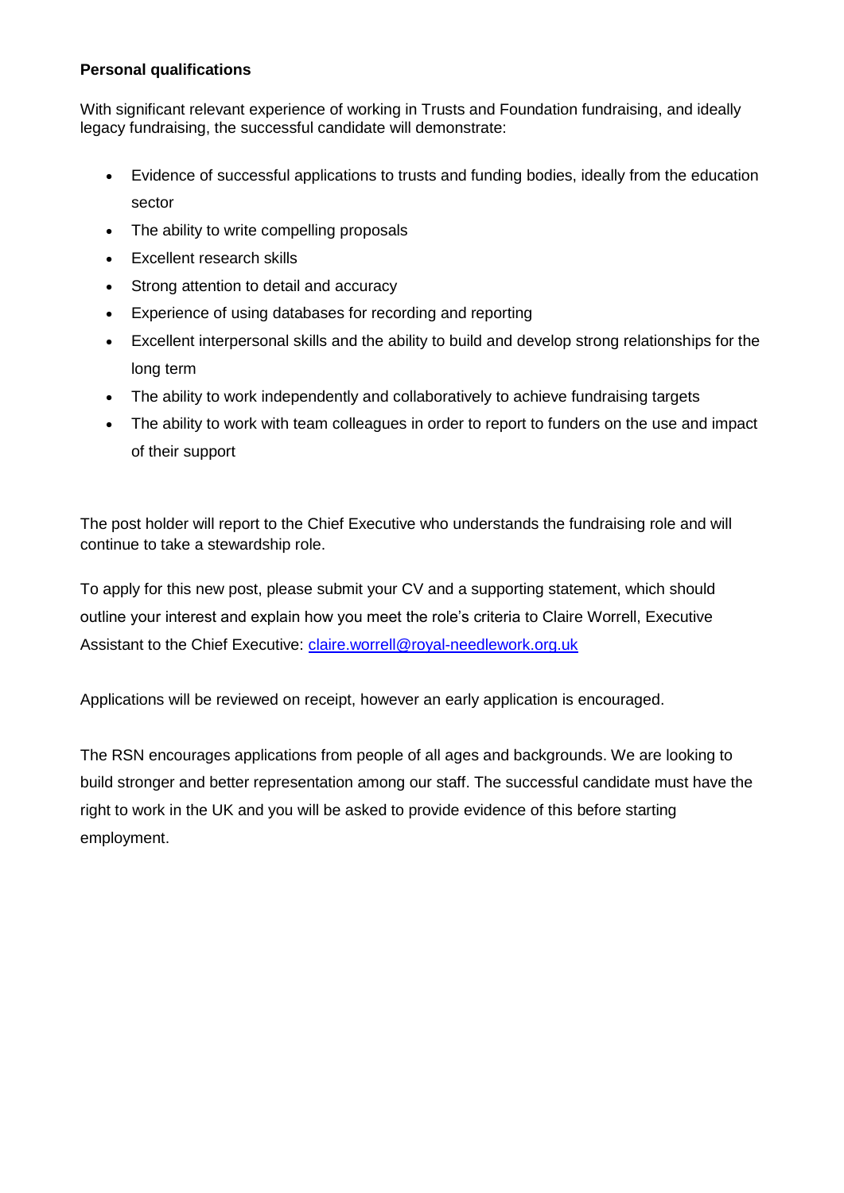**Personal qualifications**

With significant relevant experience of working in Trusts and Foundation fundraising, and ideally legacy fundraising, the successful candidate will demonstrate:

- Evidence of successful applications to trusts and funding bodies, ideally from the education sector
- The ability to write compelling proposals
- Excellent research skills
- Strong attention to detail and accuracy
- Experience of using databases for recording and reporting
- Excellent interpersonal skills and the ability to build and develop strong relationships for the long term
- The ability to work independently and collaboratively to achieve fundraising targets
- The ability to work with team colleagues in order to report to funders on the use and impact of their support

The post holder will report to the Chief Executive who understands the fundraising role and will continue to take a stewardship role.

To apply for this new post, please submit your CV and a supporting statement, which should outline your interest and explain how you meet the role's criteria to Claire Worrell, Executive Assistant to the Chief Executive: [claire.worrell@royal-needlework.org.uk](mailto:claire.worrell@royal-needlework.org.uk)

Applications will be reviewed on receipt, however an early application is encouraged.

The RSN encourages applications from people of all ages and backgrounds. We are looking to build stronger and better representation among our staff. The successful candidate must have the right to work in the UK and you will be asked to provide evidence of this before starting employment.